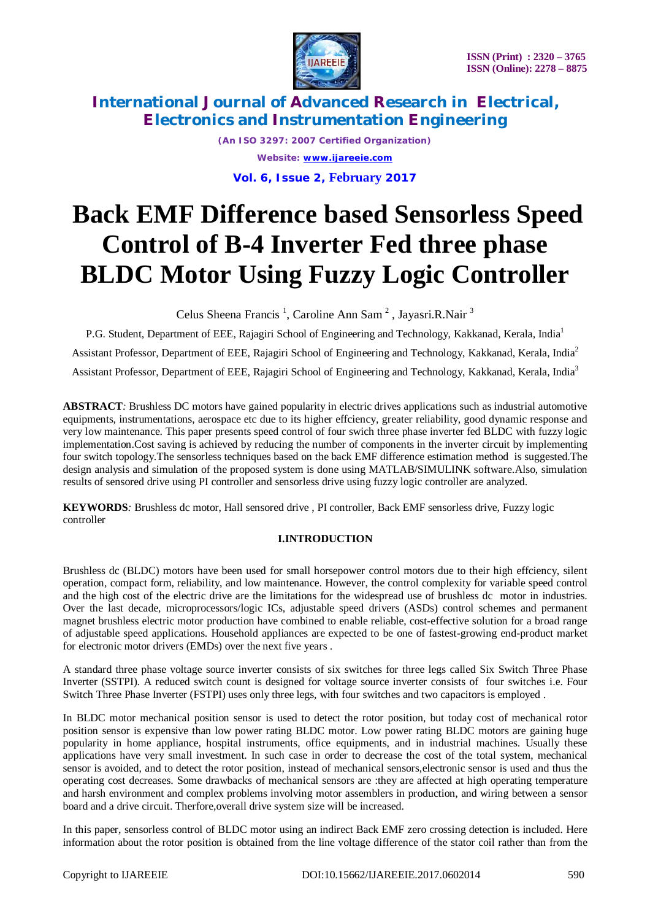# Back EMF Difference based Sensorless Speed Control of B-4 Inverter Fed three phase BLDC Motor Using Fuzzy Logic Controller

Celus Sheena Francis [1], Caroline Ann Sam [2], Jayasri.R.Nair [3]

P.G. Student, Department of EEE, Rajagiri School of Engineering and Technology, Kakkanad, Kerala, India[1]

Assistant Professor, Department of EEE, Rajagiri School of Engineering and Technology, Kakkanad, Kerala, India[2]

Assistant Professor, Department of EEE, Rajagiri School of Engineering and Technology, Kakkanad, Kerala, India[3]

**ABSTRACT***:* Brushless DC motors have gained popularity in electric drives applications such as industrial automotive equipments, instrumentations, aerospace etc due to its higher effciency, greater reliability, good dynamic response and very low maintenance. This paper presents speed control of four swich three phase inverter fed BLDC with fuzzy logic implementation.Cost saving is achieved by reducing the number of components in the inverter circuit by implementing four switch topology.The sensorless techniques based on the back EMF difference estimation method is suggested.The design analysis and simulation of the proposed system is done using MATLAB/SIMULINK software.Also, simulation results of sensored drive using PI controller and sensorless drive using fuzzy logic controller are analyzed.

**KEYWORDS***:* Brushless dc motor, Hall sensored drive , PI controller, Back EMF sensorless drive, Fuzzy logic controller

## I.INTRODUCTION

Brushless dc (BLDC) motors have been used for small horsepower control motors due to their high effciency, silent operation, compact form, reliability, and low maintenance. However, the control complexity for variable speed control and the high cost of the electric drive are the limitations for the widespread use of brushless dc motor in industries. Over the last decade, microprocessors/logic ICs, adjustable speed drivers (ASDs) control schemes and permanent magnet brushless electric motor production have combined to enable reliable, cost-effective solution for a broad range of adjustable speed applications. Household appliances are expected to be one of fastest-growing end-product market for electronic motor drivers (EMDs) over the next five years .

A standard three phase voltage source inverter consists of six switches for three legs called Six Switch Three Phase Inverter (SSTPI). A reduced switch count is designed for voltage source inverter consists of four switches i.e. Four Switch Three Phase Inverter (FSTPI) uses only three legs, with four switches and two capacitors is employed .

In BLDC motor mechanical position sensor is used to detect the rotor position, but today cost of mechanical rotor position sensor is expensive than low power rating BLDC motor. Low power rating BLDC motors are gaining huge popularity in home appliance, hospital instruments, office equipments, and in industrial machines. Usually these applications have very small investment. In such case in order to decrease the cost of the total system, mechanical sensor is avoided, and to detect the rotor position, instead of mechanical sensors,electronic sensor is used and thus the operating cost decreases. Some drawbacks of mechanical sensors are :they are affected at high operating temperature and harsh environment and complex problems involving motor assemblers in production, and wiring between a sensor board and a drive circuit. Therfore,overall drive system size will be increased.

In this paper, sensorless control of BLDC motor using an indirect Back EMF zero crossing detection is included. Here information about the rotor position is obtained from the line voltage difference of the stator coil rather than from the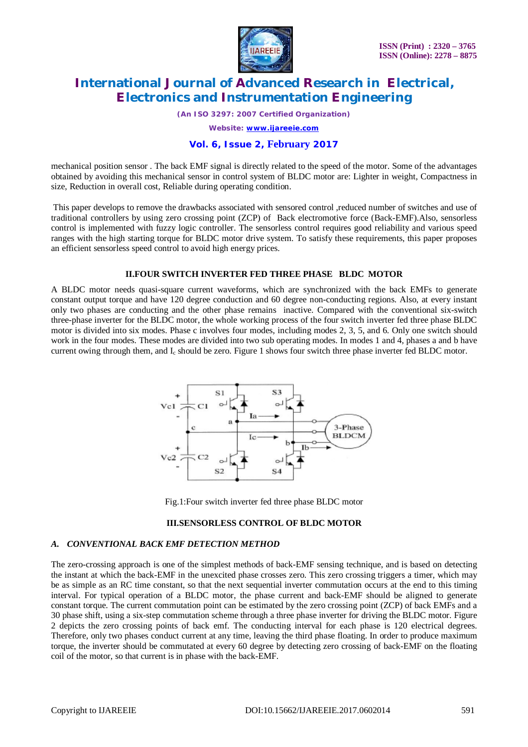mechanical position sensor . The back EMF signal is directly related to the speed of the motor. Some of the advantages obtained by avoiding this mechanical sensor in control system of BLDC motor are: Lighter in weight, Compactness in size, Reduction in overall cost, Reliable during operating condition.

This paper develops to remove the drawbacks associated with sensored control ,reduced number of switches and use of traditional controllers by using zero crossing point (ZCP) of Back electromotive force (Back-EMF).Also, sensorless control is implemented with fuzzy logic controller. The sensorless control requires good reliability and various speed ranges with the high starting torque for BLDC motor drive system. To satisfy these requirements, this paper proposes an efficient sensorless speed control to avoid high energy prices.

## II.FOUR SWITCH INVERTER FED THREE PHASE BLDC MOTOR

A BLDC motor needs quasi-square current waveforms, which are synchronized with the back EMFs to generate constant output torque and have 120 degree conduction and 60 degree non-conducting regions. Also, at every instant only two phases are conducting and the other phase remains inactive. Compared with the conventional six-switch three-phase inverter for the BLDC motor, the whole working process of the four switch inverter fed three phase BLDC motor is divided into six modes. Phase c involves four modes, including modes 2, 3, 5, and 6. Only one switch should work in the four modes. These modes are divided into two sub operating modes. In modes 1 and 4, phases a and b have current owing through them, and $I_c$ should be zero. Figure 1 shows four switch three phase inverter fed BLDC motor.

Fig.1:Four switch inverter fed three phase BLDC motor

## III.SENSORLESS CONTROL OF BLDC MOTOR

### *A. CONVENTIONAL BACK EMF DETECTION METHOD*

The zero-crossing approach is one of the simplest methods of back-EMF sensing technique, and is based on detecting the instant at which the back-EMF in the unexcited phase crosses zero. This zero crossing triggers a timer, which may be as simple as an RC time constant, so that the next sequential inverter commutation occurs at the end to this timing interval. For typical operation of a BLDC motor, the phase current and back-EMF should be aligned to generate constant torque. The current commutation point can be estimated by the zero crossing point (ZCP) of back EMFs and a 30 phase shift, using a six-step commutation scheme through a three phase inverter for driving the BLDC motor. Figure 2 depicts the zero crossing points of back emf. The conducting interval for each phase is 120 electrical degrees. Therefore, only two phases conduct current at any time, leaving the third phase floating. In order to produce maximum torque, the inverter should be commutated at every 60 degree by detecting zero crossing of back-EMF on the floating coil of the motor, so that current is in phase with the back-EMF.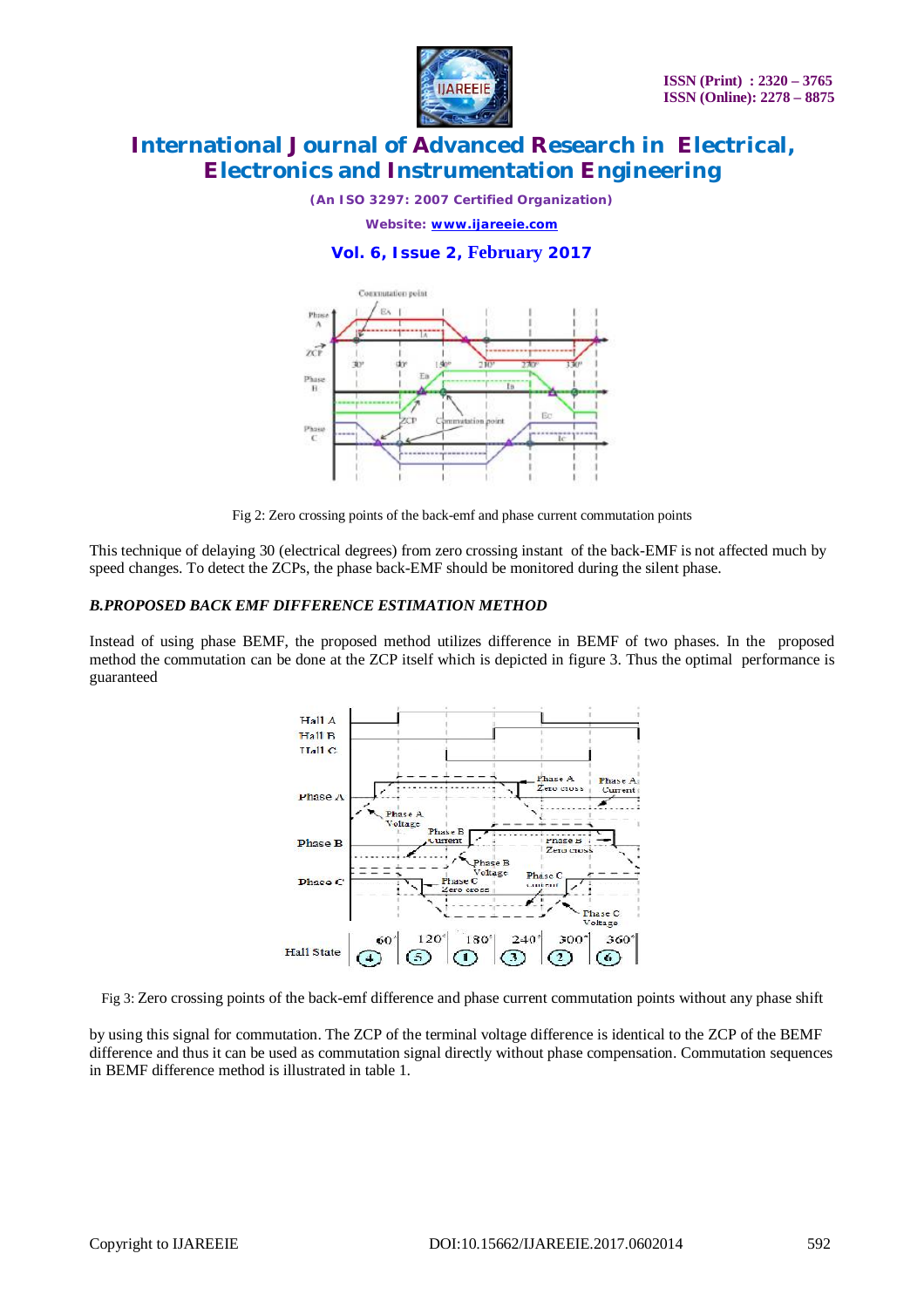Fig 2: Zero crossing points of the back-emf and phase current commutation points

This technique of delaying 30 (electrical degrees) from zero crossing instant of the back-EMF is not affected much by speed changes. To detect the ZCPs, the phase back-EMF should be monitored during the silent phase.

### *B.PROPOSED BACK EMF DIFFERENCE ESTIMATION METHOD*

Instead of using phase BEMF, the proposed method utilizes difference in BEMF of two phases. In the proposed method the commutation can be done at the ZCP itself which is depicted in figure 3. Thus the optimal performance is guaranteed

Fig 3: Zero crossing points of the back-emf difference and phase current commutation points without any phase shift

by using this signal for commutation. The ZCP of the terminal voltage difference is identical to the ZCP of the BEMF difference and thus it can be used as commutation signal directly without phase compensation. Commutation sequences in BEMF difference method is illustrated in table 1.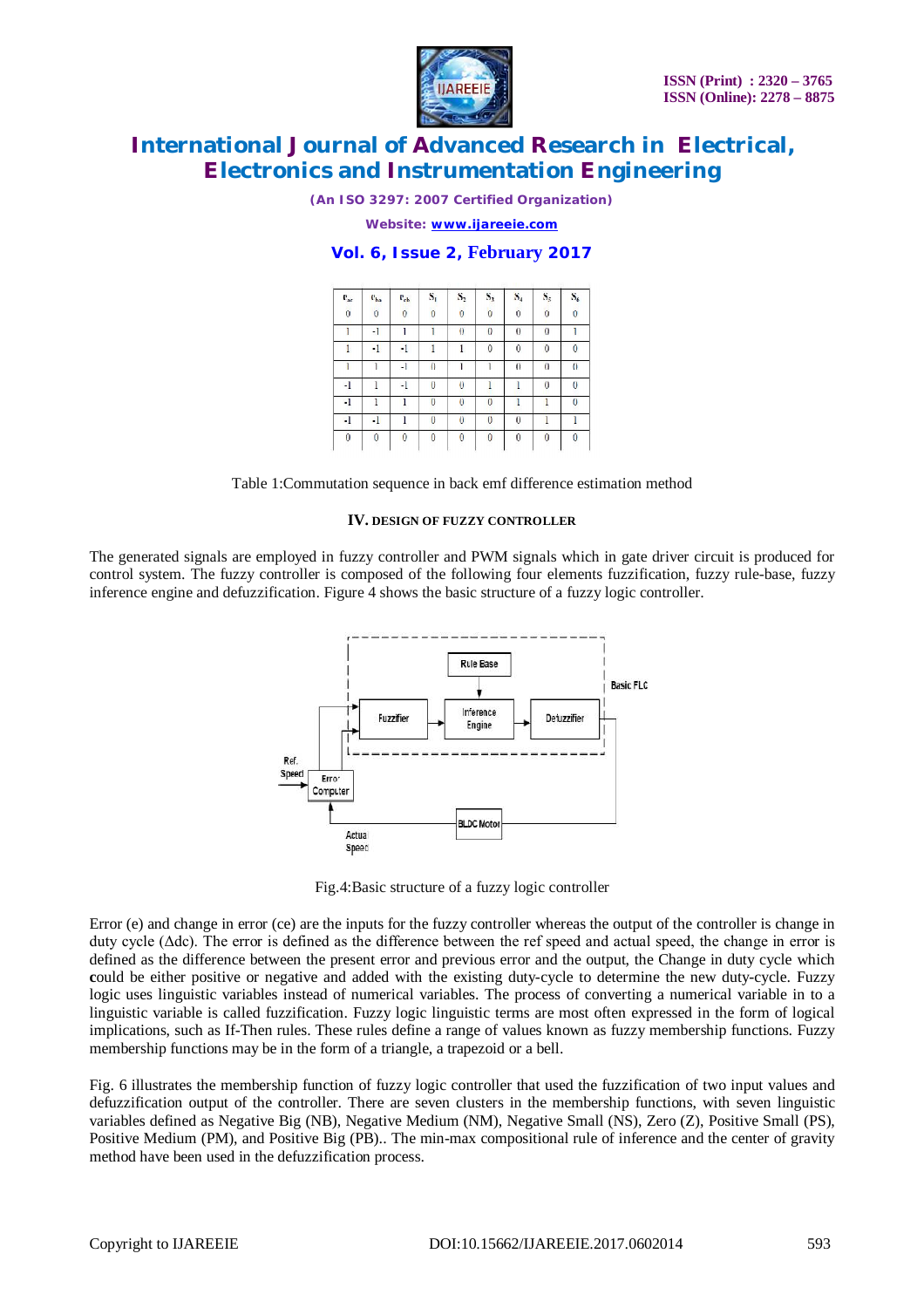| $e_{ac}$ | $e_{ba}$ | $e_{cb}$ | $S_1$ | $S_2$ | $S_3$ | $S_4$ | $S_5$ | $S_6$ |
|---|---|---|---|---|---|---|---|---|
| 0 | 0 | 0 | 0 | 0 | 0 | 0 | 0 | 0 |
| 1 | -1 | 1 | 1 | 0 | 0 | 0 | 0 | 1 |
| 1 | -1 | -1 | 1 | 1 | 0 | 0 | 0 | 0 |
| 1 | 1 | -1 | 0 | 1 | 1 | 0 | 0 | 0 |
| -1 | 1 | -1 | 0 | 0 | 1 | 1 | 0 | 0 |
| -1 | 1 | 1 | 0 | 0 | 0 | 1 | 1 | 0 |
| -1 | -1 | 1 | 0 | 0 | 0 | 0 | 1 | 1 |
| 0 | 0 | 0 | 0 | 0 | 0 | 0 | 0 | 0 |

Table 1:Commutation sequence in back emf difference estimation method

## IV. DESIGN OF FUZZY CONTROLLER

The generated signals are employed in fuzzy controller and PWM signals which in gate driver circuit is produced for control system. The fuzzy controller is composed of the following four elements fuzzification, fuzzy rule-base, fuzzy inference engine and defuzzification. Figure 4 shows the basic structure of a fuzzy logic controller.

Fig.4:Basic structure of a fuzzy logic controller

Error (e) and change in error (ce) are the inputs for the fuzzy controller whereas the output of the controller is change in duty cycle (Δdc). The error is defined as the difference between the ref speed and actual speed, the change in error is defined as the difference between the present error and previous error and the output, the Change in duty cycle which **c**ould be either positive or negative and added with the existing duty-cycle to determine the new duty-cycle. Fuzzy logic uses linguistic variables instead of numerical variables. The process of converting a numerical variable in to a linguistic variable is called fuzzification. Fuzzy logic linguistic terms are most often expressed in the form of logical implications, such as If-Then rules. These rules define a range of values known as fuzzy membership functions. Fuzzy membership functions may be in the form of a triangle, a trapezoid or a bell.

Fig. 6 illustrates the membership function of fuzzy logic controller that used the fuzzification of two input values and defuzzification output of the controller. There are seven clusters in the membership functions, with seven linguistic variables defined as Negative Big (NB), Negative Medium (NM), Negative Small (NS), Zero (Z), Positive Small (PS), Positive Medium (PM), and Positive Big (PB).. The min-max compositional rule of inference and the center of gravity method have been used in the defuzzification process.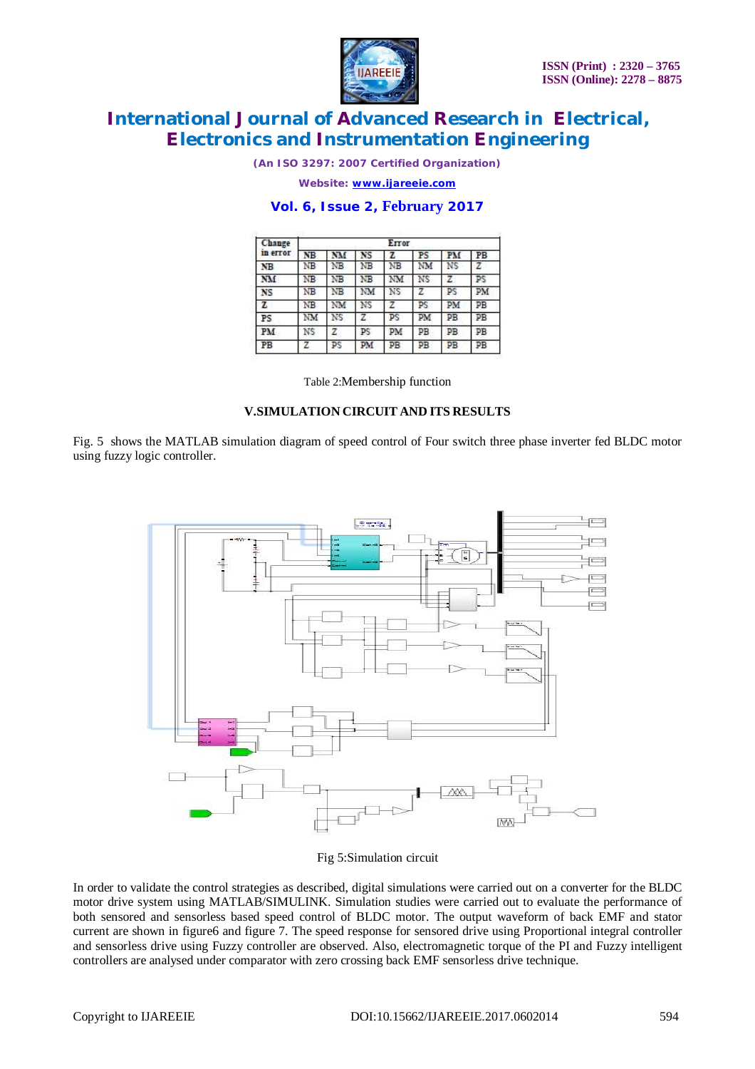| Change in error | Error | | | | | | |
|---|---|---|---|---|---|---|---|
| | NB | NM | NS | Z | PS | PM | PB |
| NB | NB | NB | NB | NB | NM | NS | Z |
| NM | NB | NB | NB | NM | NS | Z | PS |
| NS | NB | NB | NM | NS | Z | PS | PM |
| Z | NB | NM | NS | Z | PS | PM | PB |
| PS | NM | NS | Z | PS | PM | PB | PB |
| PM | NS | Z | PS | PM | PB | PB | PB |
| PB | Z | PS | PM | PB | PB | PB | PB |

Table 2:Membership function

## V.SIMULATION CIRCUIT AND ITS RESULTS

Fig. 5 shows the MATLAB simulation diagram of speed control of Four switch three phase inverter fed BLDC motor using fuzzy logic controller.

Fig 5:Simulation circuit

In order to validate the control strategies as described, digital simulations were carried out on a converter for the BLDC motor drive system using MATLAB/SIMULINK. Simulation studies were carried out to evaluate the performance of both sensored and sensorless based speed control of BLDC motor. The output waveform of back EMF and stator current are shown in figure6 and figure 7. The speed response for sensored drive using Proportional integral controller and sensorless drive using Fuzzy controller are observed. Also, electromagnetic torque of the PI and Fuzzy intelligent controllers are analysed under comparator with zero crossing back EMF sensorless drive technique.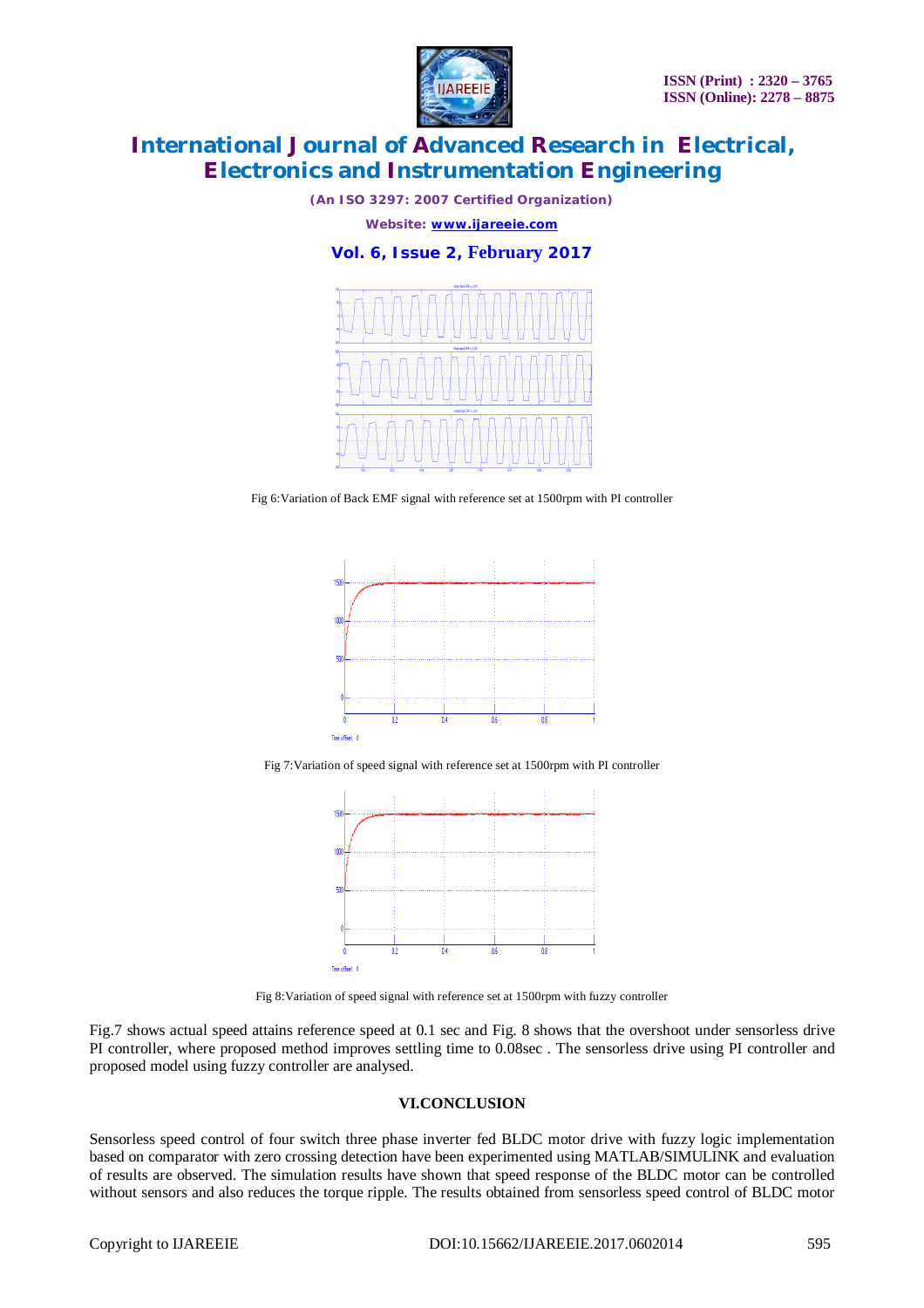Fig 6:Variation of Back EMF signal with reference set at 1500rpm with PI controller

Fig 7:Variation of speed signal with reference set at 1500rpm with PI controller

Fig 8:Variation of speed signal with reference set at 1500rpm with fuzzy controller

Fig.7 shows actual speed attains reference speed at 0.1 sec and Fig. 8 shows that the overshoot under sensorless drive PI controller, where proposed method improves settling time to 0.08sec . The sensorless drive using PI controller and proposed model using fuzzy controller are analysed.

## VI.CONCLUSION

Sensorless speed control of four switch three phase inverter fed BLDC motor drive with fuzzy logic implementation based on comparator with zero crossing detection have been experimented using MATLAB/SIMULINK and evaluation of results are observed. The simulation results have shown that speed response of the BLDC motor can be controlled without sensors and also reduces the torque ripple. The results obtained from sensorless speed control of BLDC motor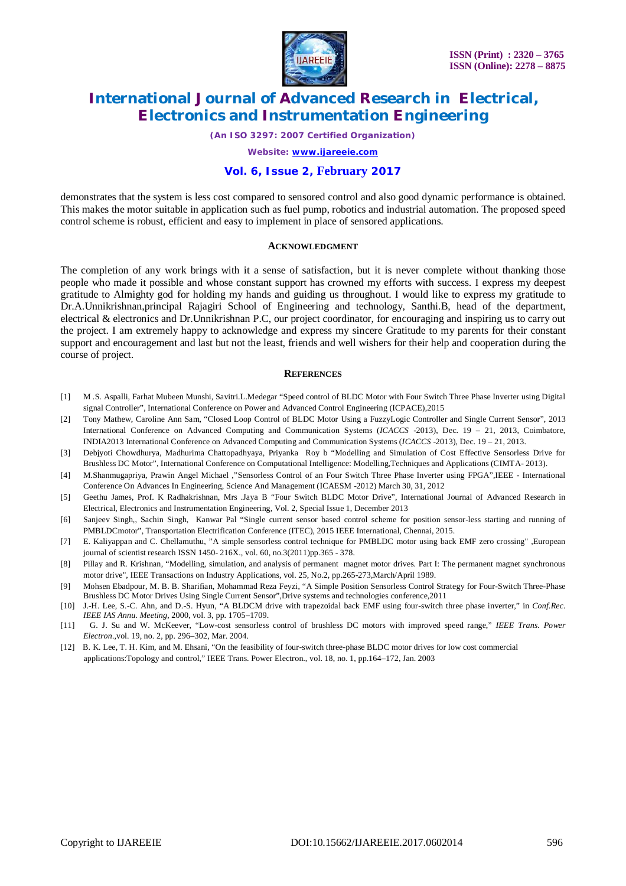demonstrates that the system is less cost compared to sensored control and also good dynamic performance is obtained. This makes the motor suitable in application such as fuel pump, robotics and industrial automation. The proposed speed control scheme is robust, efficient and easy to implement in place of sensored applications.

## ACKNOWLEDGMENT

The completion of any work brings with it a sense of satisfaction, but it is never complete without thanking those people who made it possible and whose constant support has crowned my efforts with success. I express my deepest gratitude to Almighty god for holding my hands and guiding us throughout. I would like to express my gratitude to Dr.A.Unnikrishnan,principal Rajagiri School of Engineering and technology, Santhi.B, head of the department, electrical & electronics and Dr.Unnikrishnan P.C, our project coordinator, for encouraging and inspiring us to carry out the project. I am extremely happy to acknowledge and express my sincere Gratitude to my parents for their constant support and encouragement and last but not the least, friends and well wishers for their help and cooperation during the course of project.

## REFERENCES

[1] M .S. Aspalli, Farhat Mubeen Munshi, Savitri.L.Medegar "Speed control of BLDC Motor with Four Switch Three Phase Inverter using Digital signal Controller", International Conference on Power and Advanced Control Engineering (ICPACE),2015

[2] Tony Mathew, Caroline Ann Sam, "Closed Loop Control of BLDC Motor Using a FuzzyLogic Controller and Single Current Sensor", 2013 International Conference on Advanced Computing and Communication Systems (*ICACCS* -2013), Dec. 19 – 21, 2013, Coimbatore, INDIA2013 International Conference on Advanced Computing and Communication Systems (*ICACCS* -2013), Dec. 19 – 21, 2013.

[3] Debjyoti Chowdhurya, Madhurima Chattopadhyaya, Priyanka Roy b "Modelling and Simulation of Cost Effective Sensorless Drive for Brushless DC Motor", International Conference on Computational Intelligence: Modelling,Techniques and Applications (CIMTA- 2013).

[4] M.Shanmugapriya, Prawin Angel Michael ,"Sensorless Control of an Four Switch Three Phase Inverter using FPGA",IEEE - International Conference On Advances In Engineering, Science And Management (ICAESM -2012) March 30, 31, 2012

[5] Geethu James, Prof. K Radhakrishnan, Mrs .Jaya B "Four Switch BLDC Motor Drive", International Journal of Advanced Research in Electrical, Electronics and Instrumentation Engineering, Vol. 2, Special Issue 1, December 2013

[6] Sanjeev Singh,, Sachin Singh, Kanwar Pal "Single current sensor based control scheme for position sensor-less starting and running of PMBLDCmotor", Transportation Electrification Conference (ITEC), 2015 IEEE International, Chennai, 2015.

[7] E. Kaliyappan and C. Chellamuthu, "A simple sensorless control technique for PMBLDC motor using back EMF zero crossing" ,European journal of scientist research ISSN 1450- 216X., vol. 60, no.3(2011)pp.365 - 378.

[8] Pillay and R. Krishnan, "Modelling, simulation, and analysis of permanent magnet motor drives. Part I: The permanent magnet synchronous motor drive", IEEE Transactions on Industry Applications, vol. 25, No.2, pp.265-273,March/April 1989.

[9] Mohsen Ebadpour, M. B. B. Sharifian, Mohammad Reza Feyzi, "A Simple Position Sensorless Control Strategy for Four-Switch Three-Phase Brushless DC Motor Drives Using Single Current Sensor",Drive systems and technologies conference,2011

[10] J.-H. Lee, S.-C. Ahn, and D.-S. Hyun, "A BLDCM drive with trapezoidal back EMF using four-switch three phase inverter," in *Conf.Rec. IEEE IAS Annu. Meeting*, 2000, vol. 3, pp. 1705–1709.

[11] G. J. Su and W. McKeever, "Low-cost sensorless control of brushless DC motors with improved speed range," *IEEE Trans. Power Electron*.,vol. 19, no. 2, pp. 296–302, Mar. 2004.

[12] B. K. Lee, T. H. Kim, and M. Ehsani, "On the feasibility of four-switch three-phase BLDC motor drives for low cost commercial applications:Topology and control," IEEE Trans. Power Electron., vol. 18, no. 1, pp.164–172, Jan. 2003